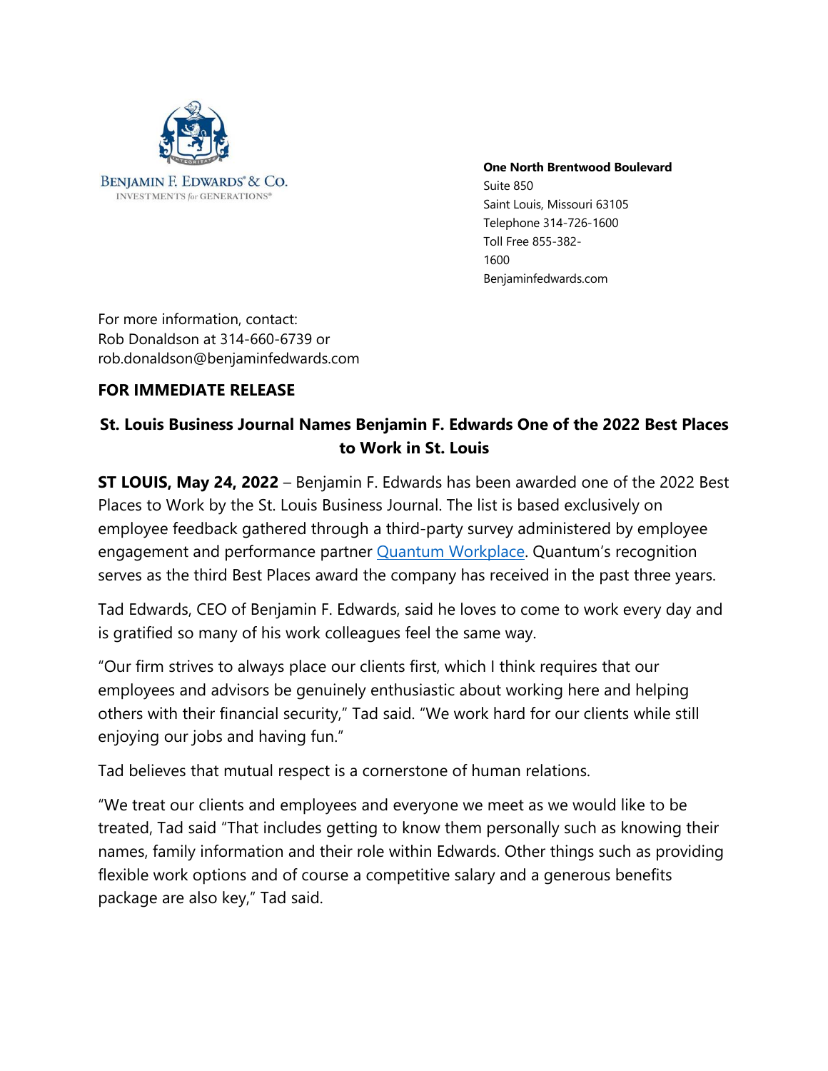BENJAMIN F. EDWARDS® & CO.
INVESTMENTS *for* GENERATIONS®

**One North Brentwood Boulevard**
Suite 850
Saint Louis, Missouri 63105
Telephone 314-726-1600
Toll Free 855-382-1600
Benjaminfedwards.com

For more information, contact:
Rob Donaldson at 314-660-6739 or
rob.donaldson@benjaminfedwards.com

**FOR IMMEDIATE RELEASE**

## St. Louis Business Journal Names Benjamin F. Edwards One of the 2022 Best Places to Work in St. Louis

**ST LOUIS, May 24, 2022** – Benjamin F. Edwards has been awarded one of the 2022 Best Places to Work by the St. Louis Business Journal. The list is based exclusively on employee feedback gathered through a third-party survey administered by employee engagement and performance partner [Quantum Workplace](). Quantum's recognition serves as the third Best Places award the company has received in the past three years.

Tad Edwards, CEO of Benjamin F. Edwards, said he loves to come to work every day and is gratified so many of his work colleagues feel the same way.

"Our firm strives to always place our clients first, which I think requires that our employees and advisors be genuinely enthusiastic about working here and helping others with their financial security," Tad said. "We work hard for our clients while still enjoying our jobs and having fun."

Tad believes that mutual respect is a cornerstone of human relations.

"We treat our clients and employees and everyone we meet as we would like to be treated, Tad said "That includes getting to know them personally such as knowing their names, family information and their role within Edwards. Other things such as providing flexible work options and of course a competitive salary and a generous benefits package are also key," Tad said.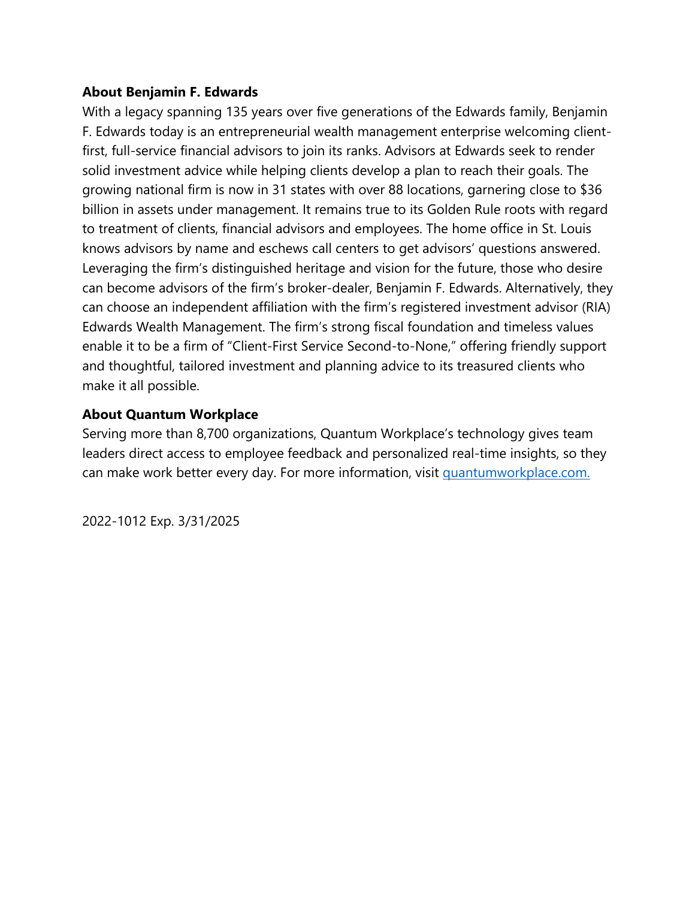**About Benjamin F. Edwards**

With a legacy spanning 135 years over five generations of the Edwards family, Benjamin F. Edwards today is an entrepreneurial wealth management enterprise welcoming client-first, full-service financial advisors to join its ranks. Advisors at Edwards seek to render solid investment advice while helping clients develop a plan to reach their goals. The growing national firm is now in 31 states with over 88 locations, garnering close to $36 billion in assets under management. It remains true to its Golden Rule roots with regard to treatment of clients, financial advisors and employees. The home office in St. Louis knows advisors by name and eschews call centers to get advisors' questions answered. Leveraging the firm's distinguished heritage and vision for the future, those who desire can become advisors of the firm's broker-dealer, Benjamin F. Edwards. Alternatively, they can choose an independent affiliation with the firm's registered investment advisor (RIA) Edwards Wealth Management. The firm's strong fiscal foundation and timeless values enable it to be a firm of "Client-First Service Second-to-None," offering friendly support and thoughtful, tailored investment and planning advice to its treasured clients who make it all possible.

**About Quantum Workplace**

Serving more than 8,700 organizations, Quantum Workplace's technology gives team leaders direct access to employee feedback and personalized real-time insights, so they can make work better every day. For more information, visit [quantumworkplace.com.](https://quantumworkplace.com)

2022-1012 Exp. 3/31/2025